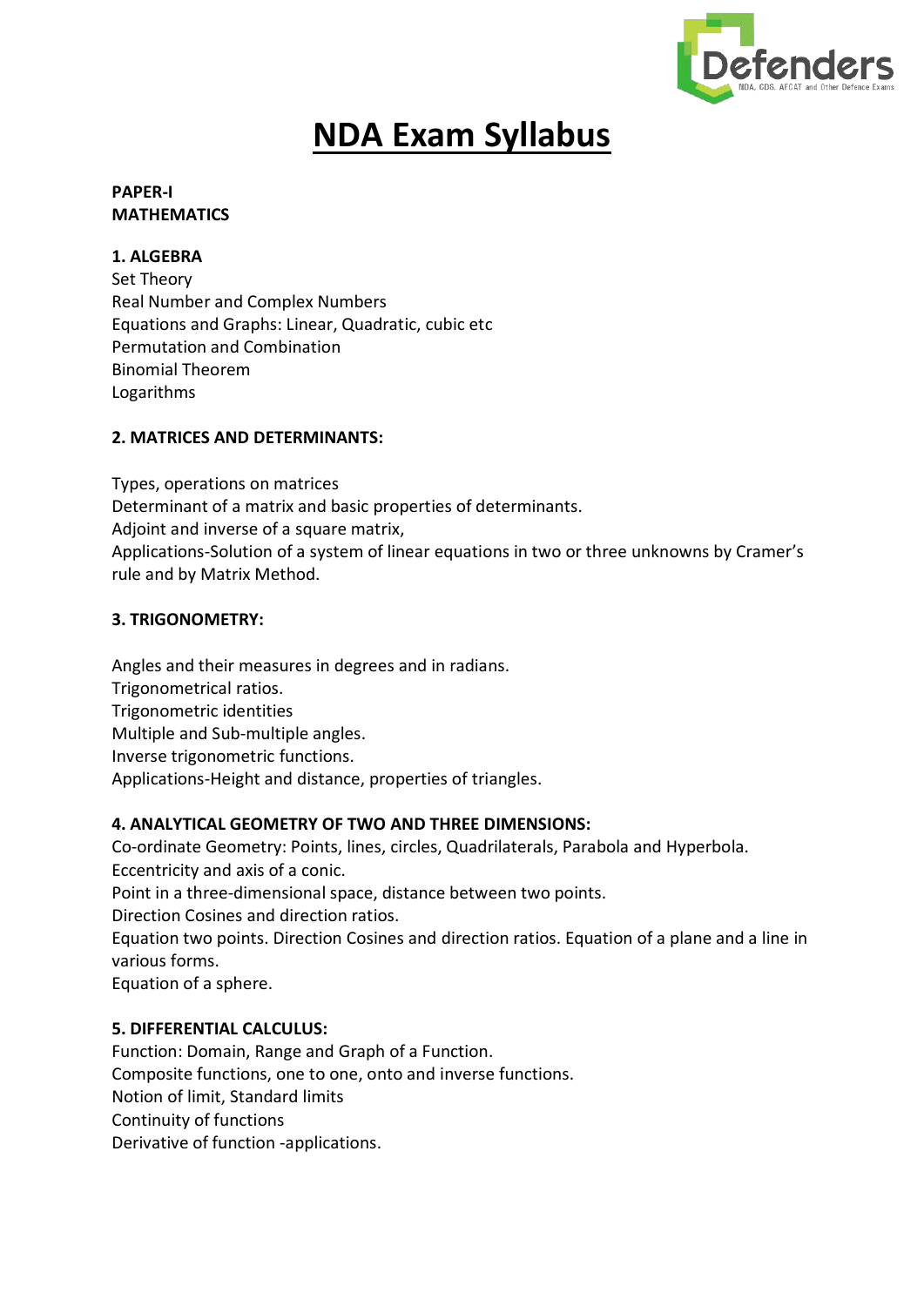# NDA Exam Syllabus

**PAPER-I**
**MATHEMATICS**

**1. ALGEBRA**

Set Theory
Real Number and Complex Numbers
Equations and Graphs: Linear, Quadratic, cubic etc
Permutation and Combination
Binomial Theorem
Logarithms

**2. MATRICES AND DETERMINANTS:**

Types, operations on matrices
Determinant of a matrix and basic properties of determinants.
Adjoint and inverse of a square matrix,
Applications-Solution of a system of linear equations in two or three unknowns by Cramer's rule and by Matrix Method.

**3. TRIGONOMETRY:**

Angles and their measures in degrees and in radians.
Trigonometrical ratios.
Trigonometric identities
Multiple and Sub-multiple angles.
Inverse trigonometric functions.
Applications-Height and distance, properties of triangles.

**4. ANALYTICAL GEOMETRY OF TWO AND THREE DIMENSIONS:**

Co-ordinate Geometry: Points, lines, circles, Quadrilaterals, Parabola and Hyperbola.
Eccentricity and axis of a conic.
Point in a three-dimensional space, distance between two points.
Direction Cosines and direction ratios.
Equation two points. Direction Cosines and direction ratios. Equation of a plane and a line in various forms.
Equation of a sphere.

**5. DIFFERENTIAL CALCULUS:**

Function: Domain, Range and Graph of a Function.
Composite functions, one to one, onto and inverse functions.
Notion of limit, Standard limits
Continuity of functions
Derivative of function -applications.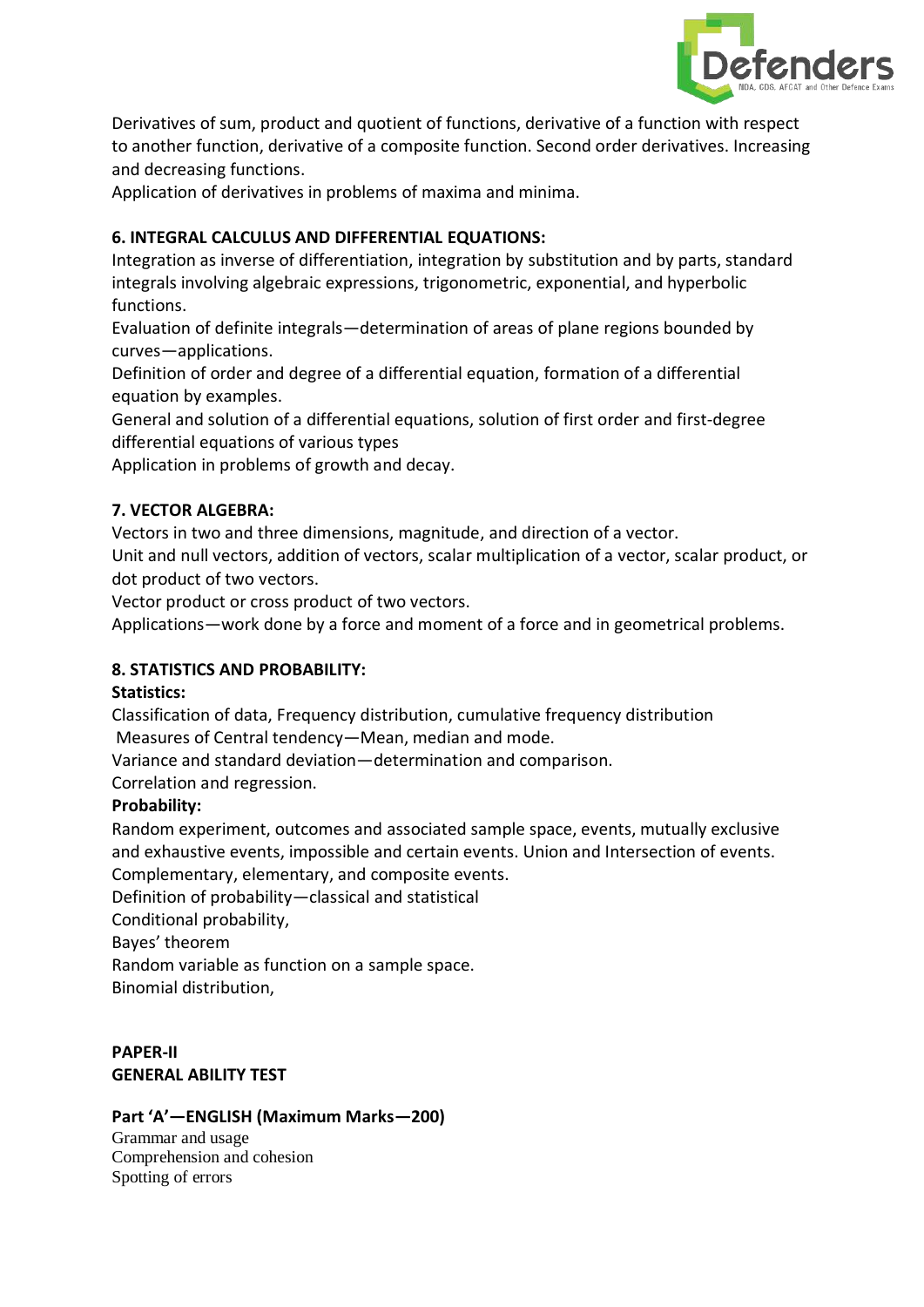Derivatives of sum, product and quotient of functions, derivative of a function with respect to another function, derivative of a composite function. Second order derivatives. Increasing and decreasing functions.

Application of derivatives in problems of maxima and minima.

**6. INTEGRAL CALCULUS AND DIFFERENTIAL EQUATIONS:**

Integration as inverse of differentiation, integration by substitution and by parts, standard integrals involving algebraic expressions, trigonometric, exponential, and hyperbolic functions.

Evaluation of definite integrals—determination of areas of plane regions bounded by curves—applications.

Definition of order and degree of a differential equation, formation of a differential equation by examples.

General and solution of a differential equations, solution of first order and first-degree differential equations of various types

Application in problems of growth and decay.

**7. VECTOR ALGEBRA:**

Vectors in two and three dimensions, magnitude, and direction of a vector.

Unit and null vectors, addition of vectors, scalar multiplication of a vector, scalar product, or dot product of two vectors.

Vector product or cross product of two vectors.

Applications—work done by a force and moment of a force and in geometrical problems.

**8. STATISTICS AND PROBABILITY:**

**Statistics:**

Classification of data, Frequency distribution, cumulative frequency distribution

Measures of Central tendency—Mean, median and mode.

Variance and standard deviation—determination and comparison.

Correlation and regression.

**Probability:**

Random experiment, outcomes and associated sample space, events, mutually exclusive and exhaustive events, impossible and certain events. Union and Intersection of events.

Complementary, elementary, and composite events.

Definition of probability—classical and statistical

Conditional probability,

Bayes' theorem

Random variable as function on a sample space.

Binomial distribution,

**PAPER-II**
**GENERAL ABILITY TEST**

**Part 'A'—ENGLISH (Maximum Marks—200)**

Grammar and usage
Comprehension and cohesion
Spotting of errors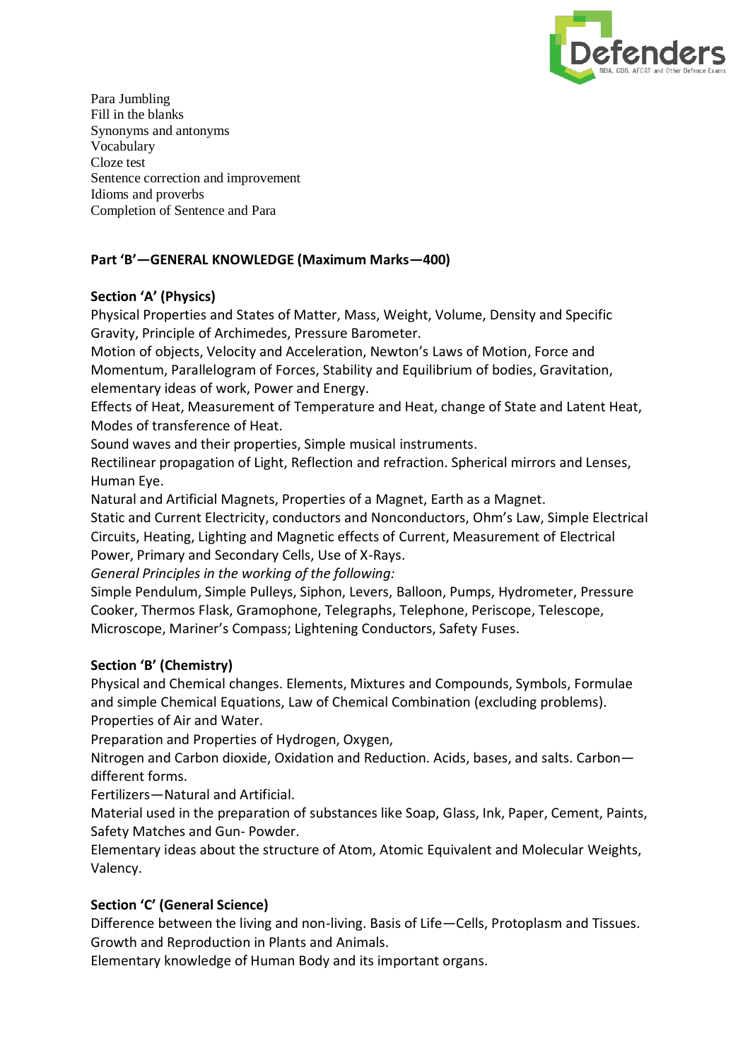Para Jumbling
Fill in the blanks
Synonyms and antonyms
Vocabulary
Cloze test
Sentence correction and improvement
Idioms and proverbs
Completion of Sentence and Para

**Part 'B'—GENERAL KNOWLEDGE (Maximum Marks—400)**

**Section 'A' (Physics)**

Physical Properties and States of Matter, Mass, Weight, Volume, Density and Specific Gravity, Principle of Archimedes, Pressure Barometer.

Motion of objects, Velocity and Acceleration, Newton's Laws of Motion, Force and Momentum, Parallelogram of Forces, Stability and Equilibrium of bodies, Gravitation, elementary ideas of work, Power and Energy.

Effects of Heat, Measurement of Temperature and Heat, change of State and Latent Heat, Modes of transference of Heat.

Sound waves and their properties, Simple musical instruments.

Rectilinear propagation of Light, Reflection and refraction. Spherical mirrors and Lenses, Human Eye.

Natural and Artificial Magnets, Properties of a Magnet, Earth as a Magnet.

Static and Current Electricity, conductors and Nonconductors, Ohm's Law, Simple Electrical Circuits, Heating, Lighting and Magnetic effects of Current, Measurement of Electrical Power, Primary and Secondary Cells, Use of X-Rays.

*General Principles in the working of the following:*

Simple Pendulum, Simple Pulleys, Siphon, Levers, Balloon, Pumps, Hydrometer, Pressure Cooker, Thermos Flask, Gramophone, Telegraphs, Telephone, Periscope, Telescope, Microscope, Mariner's Compass; Lightening Conductors, Safety Fuses.

**Section 'B' (Chemistry)**

Physical and Chemical changes. Elements, Mixtures and Compounds, Symbols, Formulae and simple Chemical Equations, Law of Chemical Combination (excluding problems). Properties of Air and Water.

Preparation and Properties of Hydrogen, Oxygen,

Nitrogen and Carbon dioxide, Oxidation and Reduction. Acids, bases, and salts. Carbon—different forms.

Fertilizers—Natural and Artificial.

Material used in the preparation of substances like Soap, Glass, Ink, Paper, Cement, Paints, Safety Matches and Gun- Powder.

Elementary ideas about the structure of Atom, Atomic Equivalent and Molecular Weights, Valency.

**Section 'C' (General Science)**

Difference between the living and non-living. Basis of Life—Cells, Protoplasm and Tissues. Growth and Reproduction in Plants and Animals.

Elementary knowledge of Human Body and its important organs.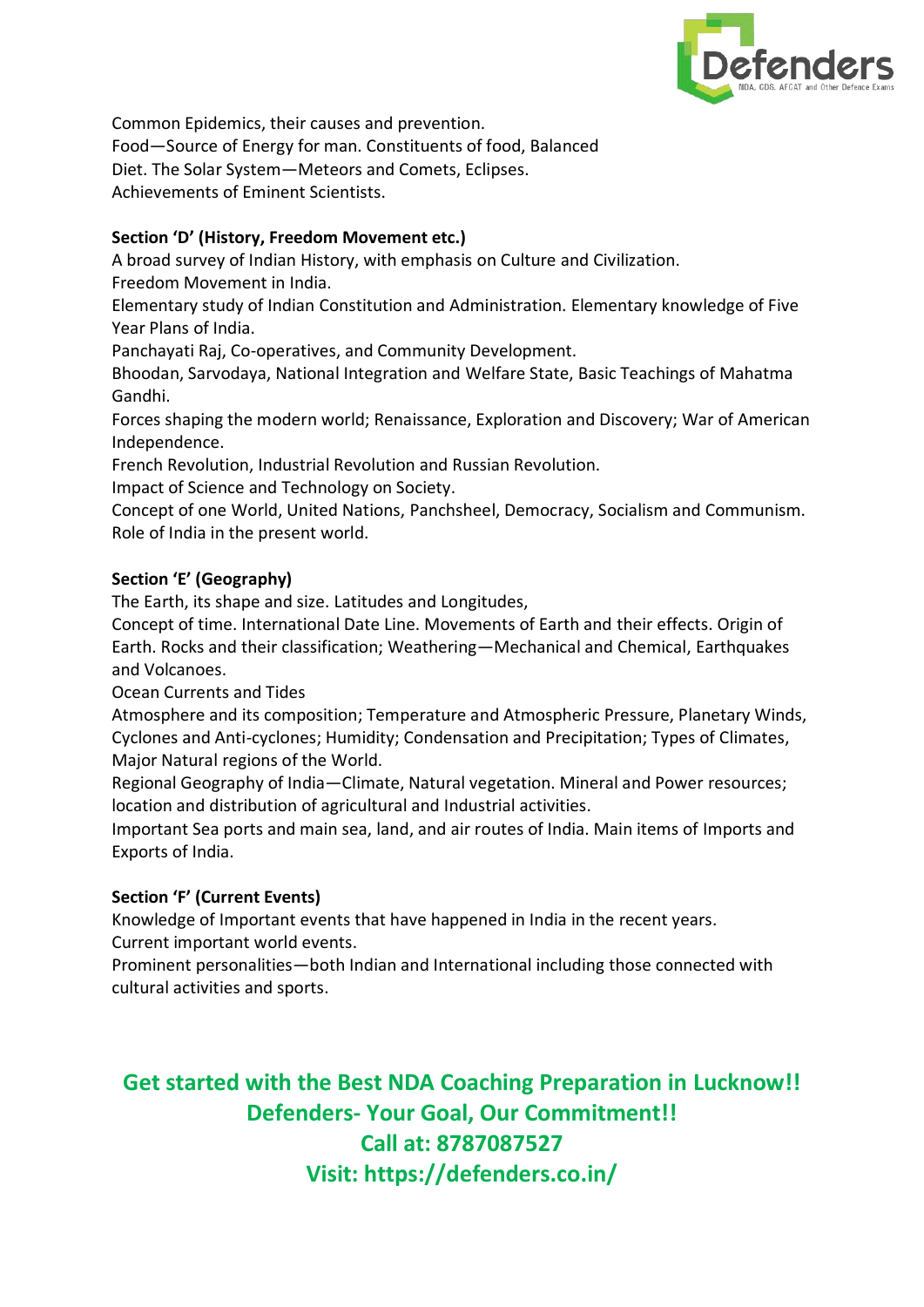Common Epidemics, their causes and prevention.
Food—Source of Energy for man. Constituents of food, Balanced Diet. The Solar System—Meteors and Comets, Eclipses.
Achievements of Eminent Scientists.

**Section 'D' (History, Freedom Movement etc.)**

A broad survey of Indian History, with emphasis on Culture and Civilization.
Freedom Movement in India.
Elementary study of Indian Constitution and Administration. Elementary knowledge of Five Year Plans of India.
Panchayati Raj, Co-operatives, and Community Development.
Bhoodan, Sarvodaya, National Integration and Welfare State, Basic Teachings of Mahatma Gandhi.
Forces shaping the modern world; Renaissance, Exploration and Discovery; War of American Independence.
French Revolution, Industrial Revolution and Russian Revolution.
Impact of Science and Technology on Society.
Concept of one World, United Nations, Panchsheel, Democracy, Socialism and Communism.
Role of India in the present world.

**Section 'E' (Geography)**

The Earth, its shape and size. Latitudes and Longitudes,
Concept of time. International Date Line. Movements of Earth and their effects. Origin of Earth. Rocks and their classification; Weathering—Mechanical and Chemical, Earthquakes and Volcanoes.
Ocean Currents and Tides
Atmosphere and its composition; Temperature and Atmospheric Pressure, Planetary Winds, Cyclones and Anti-cyclones; Humidity; Condensation and Precipitation; Types of Climates, Major Natural regions of the World.
Regional Geography of India—Climate, Natural vegetation. Mineral and Power resources; location and distribution of agricultural and Industrial activities.
Important Sea ports and main sea, land, and air routes of India. Main items of Imports and Exports of India.

**Section 'F' (Current Events)**

Knowledge of Important events that have happened in India in the recent years.
Current important world events.
Prominent personalities—both Indian and International including those connected with cultural activities and sports.

**Get started with the Best NDA Coaching Preparation in Lucknow!!**
**Defenders- Your Goal, Our Commitment!!**
**Call at: 8787087527**
**Visit: https://defenders.co.in/**